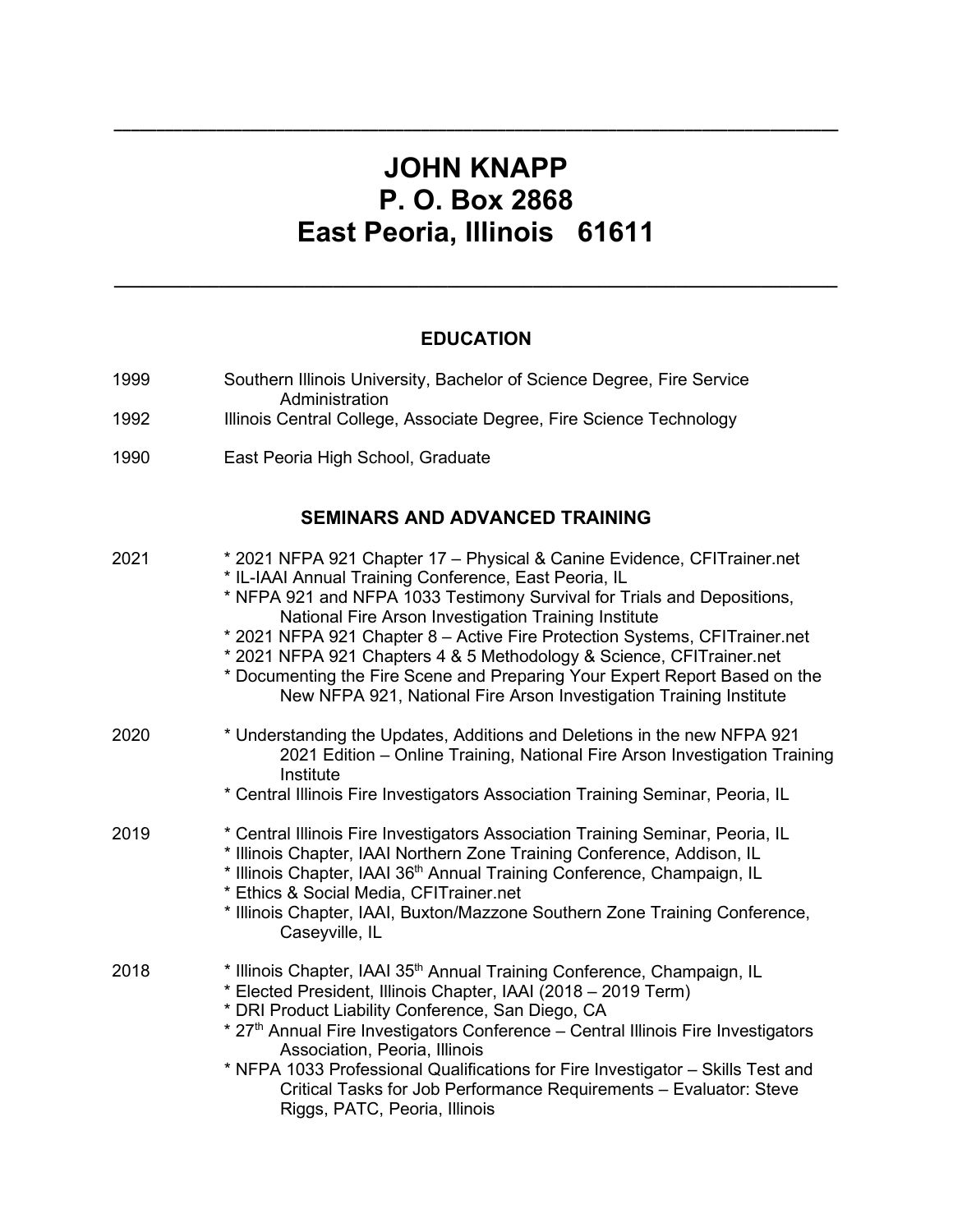# JOHN KNAPP
# P. O. Box 2868
# East Peoria, Illinois 61611

---

## EDUCATION

1999 Southern Illinois University, Bachelor of Science Degree, Fire Service Administration

1992 Illinois Central College, Associate Degree, Fire Science Technology

1990 East Peoria High School, Graduate

## SEMINARS AND ADVANCED TRAINING

**2021**

* 2021 NFPA 921 Chapter 17 – Physical & Canine Evidence, CFITrainer.net
* IL-IAAI Annual Training Conference, East Peoria, IL
* NFPA 921 and NFPA 1033 Testimony Survival for Trials and Depositions, National Fire Arson Investigation Training Institute
* 2021 NFPA 921 Chapter 8 – Active Fire Protection Systems, CFITrainer.net
* 2021 NFPA 921 Chapters 4 & 5 Methodology & Science, CFITrainer.net
* Documenting the Fire Scene and Preparing Your Expert Report Based on the New NFPA 921, National Fire Arson Investigation Training Institute

**2020**

* Understanding the Updates, Additions and Deletions in the new NFPA 921 2021 Edition – Online Training, National Fire Arson Investigation Training Institute
* Central Illinois Fire Investigators Association Training Seminar, Peoria, IL

**2019**

* Central Illinois Fire Investigators Association Training Seminar, Peoria, IL
* Illinois Chapter, IAAI Northern Zone Training Conference, Addison, IL
* Illinois Chapter, IAAI 36th Annual Training Conference, Champaign, IL
* Ethics & Social Media, CFITrainer.net
* Illinois Chapter, IAAI, Buxton/Mazzone Southern Zone Training Conference, Caseyville, IL

**2018**

* Illinois Chapter, IAAI 35th Annual Training Conference, Champaign, IL
* Elected President, Illinois Chapter, IAAI (2018 – 2019 Term)
* DRI Product Liability Conference, San Diego, CA
* 27th Annual Fire Investigators Conference – Central Illinois Fire Investigators Association, Peoria, Illinois
* NFPA 1033 Professional Qualifications for Fire Investigator – Skills Test and Critical Tasks for Job Performance Requirements – Evaluator: Steve Riggs, PATC, Peoria, Illinois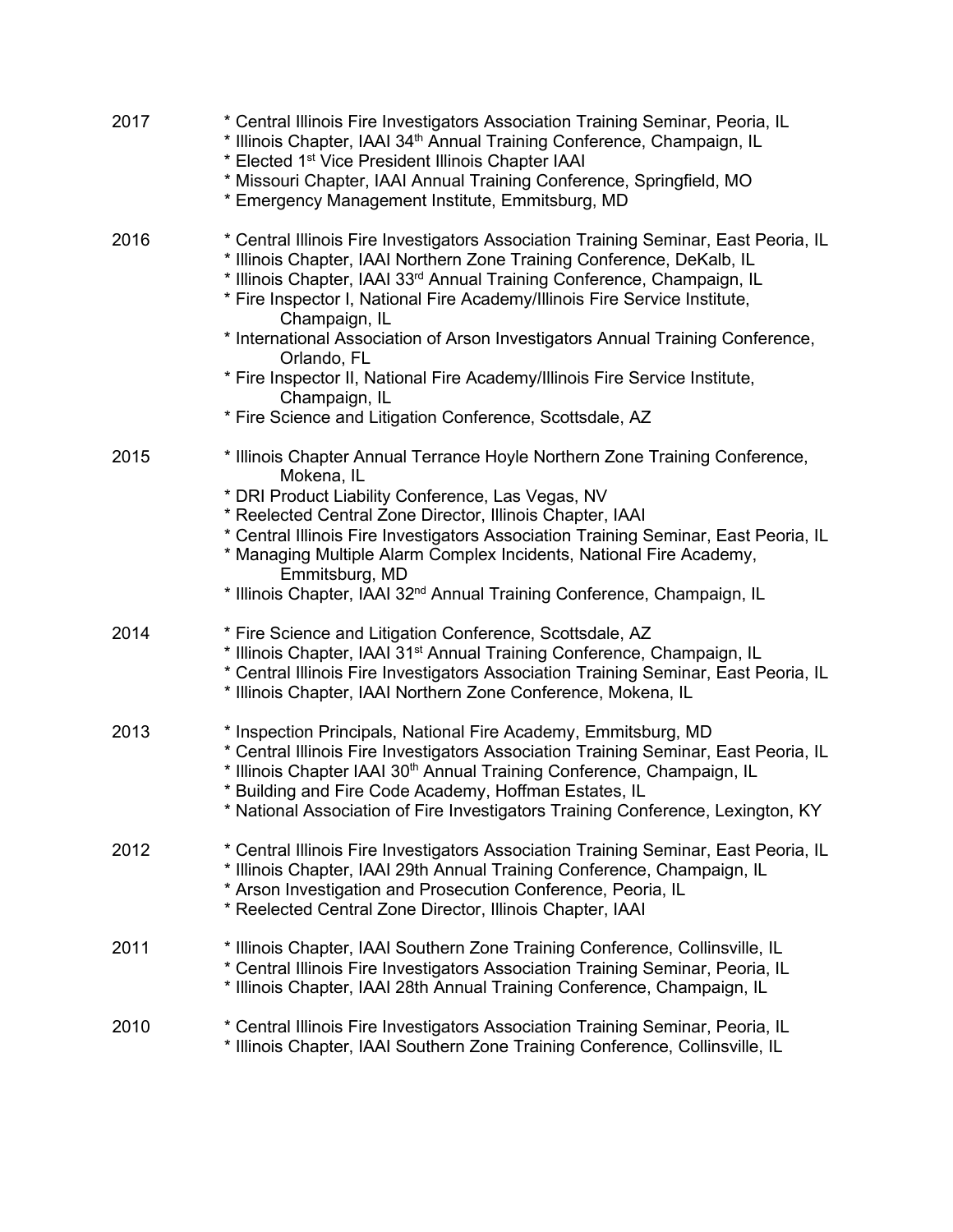**2017**

* Central Illinois Fire Investigators Association Training Seminar, Peoria, IL
* Illinois Chapter, IAAI 34th Annual Training Conference, Champaign, IL
* Elected 1st Vice President Illinois Chapter IAAI
* Missouri Chapter, IAAI Annual Training Conference, Springfield, MO
* Emergency Management Institute, Emmitsburg, MD

**2016**

* Central Illinois Fire Investigators Association Training Seminar, East Peoria, IL
* Illinois Chapter, IAAI Northern Zone Training Conference, DeKalb, IL
* Illinois Chapter, IAAI 33rd Annual Training Conference, Champaign, IL
* Fire Inspector I, National Fire Academy/Illinois Fire Service Institute, Champaign, IL
* International Association of Arson Investigators Annual Training Conference, Orlando, FL
* Fire Inspector II, National Fire Academy/Illinois Fire Service Institute, Champaign, IL
* Fire Science and Litigation Conference, Scottsdale, AZ

**2015**

* Illinois Chapter Annual Terrance Hoyle Northern Zone Training Conference, Mokena, IL
* DRI Product Liability Conference, Las Vegas, NV
* Reelected Central Zone Director, Illinois Chapter, IAAI
* Central Illinois Fire Investigators Association Training Seminar, East Peoria, IL
* Managing Multiple Alarm Complex Incidents, National Fire Academy, Emmitsburg, MD
* Illinois Chapter, IAAI 32nd Annual Training Conference, Champaign, IL

**2014**

* Fire Science and Litigation Conference, Scottsdale, AZ
* Illinois Chapter, IAAI 31st Annual Training Conference, Champaign, IL
* Central Illinois Fire Investigators Association Training Seminar, East Peoria, IL
* Illinois Chapter, IAAI Northern Zone Conference, Mokena, IL

**2013**

* Inspection Principals, National Fire Academy, Emmitsburg, MD
* Central Illinois Fire Investigators Association Training Seminar, East Peoria, IL
* Illinois Chapter IAAI 30th Annual Training Conference, Champaign, IL
* Building and Fire Code Academy, Hoffman Estates, IL
* National Association of Fire Investigators Training Conference, Lexington, KY

**2012**

* Central Illinois Fire Investigators Association Training Seminar, East Peoria, IL
* Illinois Chapter, IAAI 29th Annual Training Conference, Champaign, IL
* Arson Investigation and Prosecution Conference, Peoria, IL
* Reelected Central Zone Director, Illinois Chapter, IAAI

**2011**

* Illinois Chapter, IAAI Southern Zone Training Conference, Collinsville, IL
* Central Illinois Fire Investigators Association Training Seminar, Peoria, IL
* Illinois Chapter, IAAI 28th Annual Training Conference, Champaign, IL

**2010**

* Central Illinois Fire Investigators Association Training Seminar, Peoria, IL
* Illinois Chapter, IAAI Southern Zone Training Conference, Collinsville, IL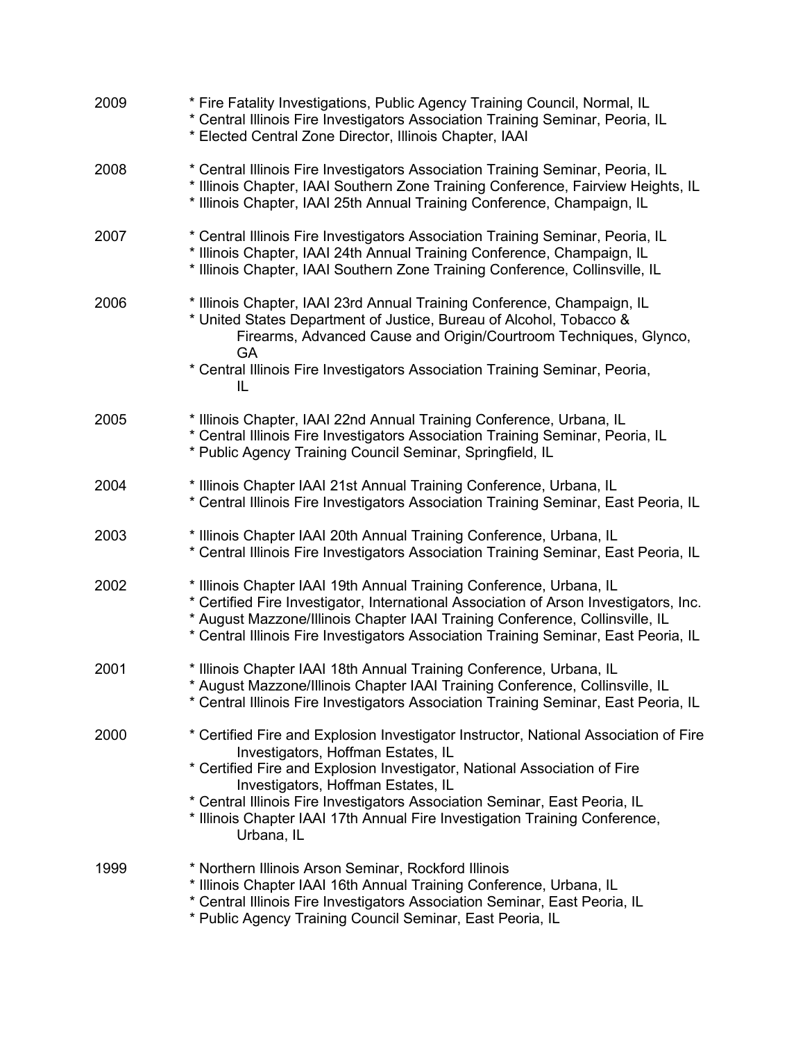2009
* Fire Fatality Investigations, Public Agency Training Council, Normal, IL
* Central Illinois Fire Investigators Association Training Seminar, Peoria, IL
* Elected Central Zone Director, Illinois Chapter, IAAI

2008
* Central Illinois Fire Investigators Association Training Seminar, Peoria, IL
* Illinois Chapter, IAAI Southern Zone Training Conference, Fairview Heights, IL
* Illinois Chapter, IAAI 25th Annual Training Conference, Champaign, IL

2007
* Central Illinois Fire Investigators Association Training Seminar, Peoria, IL
* Illinois Chapter, IAAI 24th Annual Training Conference, Champaign, IL
* Illinois Chapter, IAAI Southern Zone Training Conference, Collinsville, IL

2006
* Illinois Chapter, IAAI 23rd Annual Training Conference, Champaign, IL
* United States Department of Justice, Bureau of Alcohol, Tobacco & Firearms, Advanced Cause and Origin/Courtroom Techniques, Glynco, GA
* Central Illinois Fire Investigators Association Training Seminar, Peoria, IL

2005
* Illinois Chapter, IAAI 22nd Annual Training Conference, Urbana, IL
* Central Illinois Fire Investigators Association Training Seminar, Peoria, IL
* Public Agency Training Council Seminar, Springfield, IL

2004
* Illinois Chapter IAAI 21st Annual Training Conference, Urbana, IL
* Central Illinois Fire Investigators Association Training Seminar, East Peoria, IL

2003
* Illinois Chapter IAAI 20th Annual Training Conference, Urbana, IL
* Central Illinois Fire Investigators Association Training Seminar, East Peoria, IL

2002
* Illinois Chapter IAAI 19th Annual Training Conference, Urbana, IL
* Certified Fire Investigator, International Association of Arson Investigators, Inc.
* August Mazzone/Illinois Chapter IAAI Training Conference, Collinsville, IL
* Central Illinois Fire Investigators Association Training Seminar, East Peoria, IL

2001
* Illinois Chapter IAAI 18th Annual Training Conference, Urbana, IL
* August Mazzone/Illinois Chapter IAAI Training Conference, Collinsville, IL
* Central Illinois Fire Investigators Association Training Seminar, East Peoria, IL

2000
* Certified Fire and Explosion Investigator Instructor, National Association of Fire Investigators, Hoffman Estates, IL
* Certified Fire and Explosion Investigator, National Association of Fire Investigators, Hoffman Estates, IL
* Central Illinois Fire Investigators Association Seminar, East Peoria, IL
* Illinois Chapter IAAI 17th Annual Fire Investigation Training Conference, Urbana, IL

1999
* Northern Illinois Arson Seminar, Rockford Illinois
* Illinois Chapter IAAI 16th Annual Training Conference, Urbana, IL
* Central Illinois Fire Investigators Association Seminar, East Peoria, IL
* Public Agency Training Council Seminar, East Peoria, IL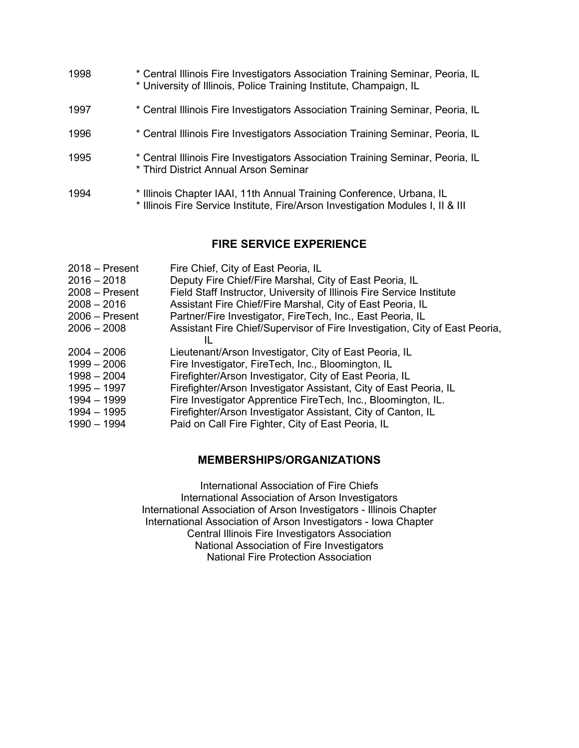1998 * Central Illinois Fire Investigators Association Training Seminar, Peoria, IL
* University of Illinois, Police Training Institute, Champaign, IL

1997 * Central Illinois Fire Investigators Association Training Seminar, Peoria, IL

1996 * Central Illinois Fire Investigators Association Training Seminar, Peoria, IL

1995 * Central Illinois Fire Investigators Association Training Seminar, Peoria, IL
* Third District Annual Arson Seminar

1994 * Illinois Chapter IAAI, 11th Annual Training Conference, Urbana, IL
* Illinois Fire Service Institute, Fire/Arson Investigation Modules I, II & III

## FIRE SERVICE EXPERIENCE

| | |
|---|---|
| 2018 – Present | Fire Chief, City of East Peoria, IL |
| 2016 – 2018 | Deputy Fire Chief/Fire Marshal, City of East Peoria, IL |
| 2008 – Present | Field Staff Instructor, University of Illinois Fire Service Institute |
| 2008 – 2016 | Assistant Fire Chief/Fire Marshal, City of East Peoria, IL |
| 2006 – Present | Partner/Fire Investigator, FireTech, Inc., East Peoria, IL |
| 2006 – 2008 | Assistant Fire Chief/Supervisor of Fire Investigation, City of East Peoria, IL |
| 2004 – 2006 | Lieutenant/Arson Investigator, City of East Peoria, IL |
| 1999 – 2006 | Fire Investigator, FireTech, Inc., Bloomington, IL |
| 1998 – 2004 | Firefighter/Arson Investigator, City of East Peoria, IL |
| 1995 – 1997 | Firefighter/Arson Investigator Assistant, City of East Peoria, IL |
| 1994 – 1999 | Fire Investigator Apprentice FireTech, Inc., Bloomington, IL. |
| 1994 – 1995 | Firefighter/Arson Investigator Assistant, City of Canton, IL |
| 1990 – 1994 | Paid on Call Fire Fighter, City of East Peoria, IL |

## MEMBERSHIPS/ORGANIZATIONS

International Association of Fire Chiefs
International Association of Arson Investigators
International Association of Arson Investigators - Illinois Chapter
International Association of Arson Investigators - Iowa Chapter
Central Illinois Fire Investigators Association
National Association of Fire Investigators
National Fire Protection Association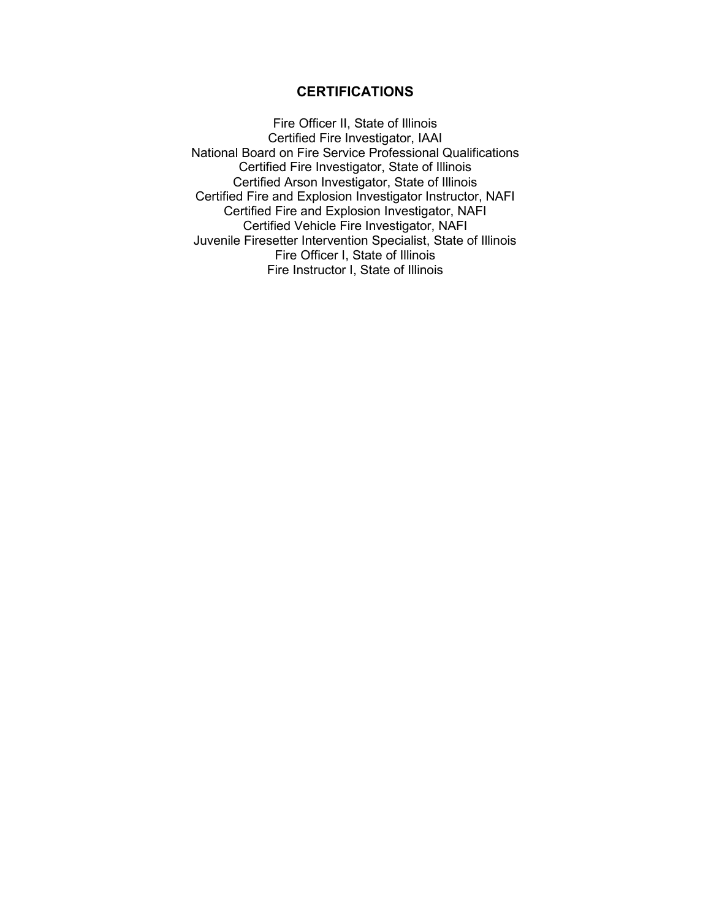## CERTIFICATIONS

Fire Officer II, State of Illinois
Certified Fire Investigator, IAAI
National Board on Fire Service Professional Qualifications
Certified Fire Investigator, State of Illinois
Certified Arson Investigator, State of Illinois
Certified Fire and Explosion Investigator Instructor, NAFI
Certified Fire and Explosion Investigator, NAFI
Certified Vehicle Fire Investigator, NAFI
Juvenile Firesetter Intervention Specialist, State of Illinois
Fire Officer I, State of Illinois
Fire Instructor I, State of Illinois